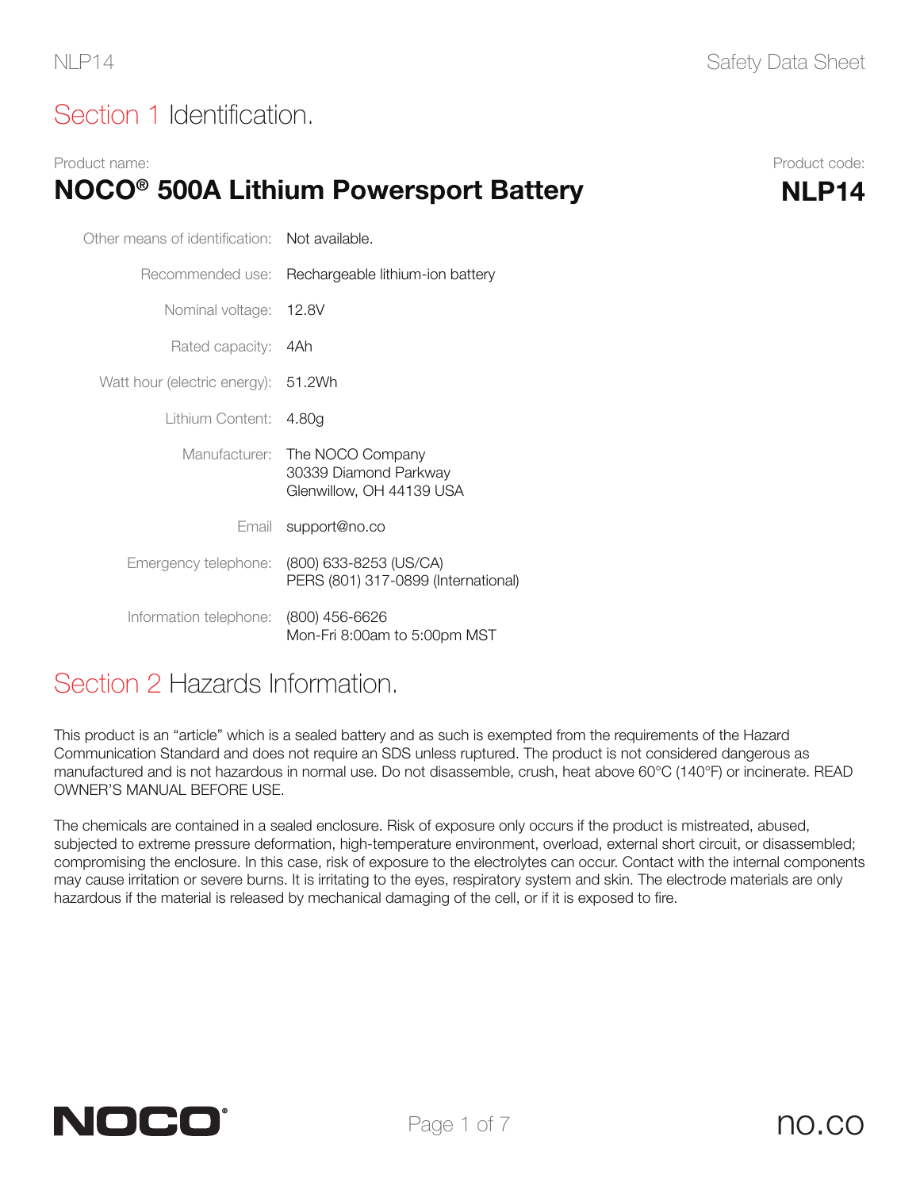# Section 1 Identification.

Product name:

**NOCO® 500A Lithium Powersport Battery**

Product code:

**NLP14**

| | |
|---|---|
| Other means of identification: | Not available. |
| Recommended use: | Rechargeable lithium-ion battery |
| Nominal voltage: | 12.8V |
| Rated capacity: | 4Ah |
| Watt hour (electric energy): | 51.2Wh |
| Lithium Content: | 4.80g |
| Manufacturer: | The NOCO Company<br>30339 Diamond Parkway<br>Glenwillow, OH 44139 USA |
| Email | support@no.co |
| Emergency telephone: | (800) 633-8253 (US/CA)<br>PERS (801) 317-0899 (International) |
| Information telephone: | (800) 456-6626<br>Mon-Fri 8:00am to 5:00pm MST |

# Section 2 Hazards Information.

This product is an "article" which is a sealed battery and as such is exempted from the requirements of the Hazard Communication Standard and does not require an SDS unless ruptured. The product is not considered dangerous as manufactured and is not hazardous in normal use. Do not disassemble, crush, heat above 60°C (140°F) or incinerate. READ OWNER'S MANUAL BEFORE USE.

The chemicals are contained in a sealed enclosure. Risk of exposure only occurs if the product is mistreated, abused, subjected to extreme pressure deformation, high-temperature environment, overload, external short circuit, or disassembled; compromising the enclosure. In this case, risk of exposure to the electrolytes can occur. Contact with the internal components may cause irritation or severe burns. It is irritating to the eyes, respiratory system and skin. The electrode materials are only hazardous if the material is released by mechanical damaging of the cell, or if it is exposed to fire.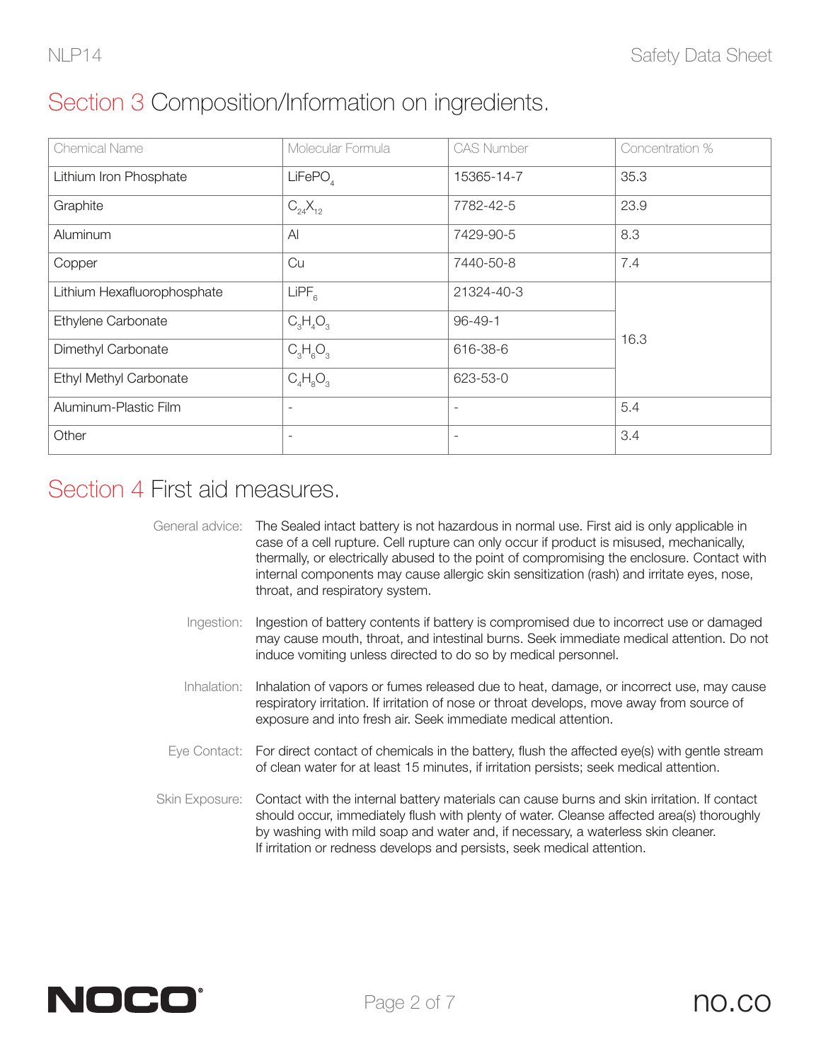## Section 3 Composition/Information on ingredients.

| Chemical Name | Molecular Formula | CAS Number | Concentration % |
|---|---|---|---|
| Lithium Iron Phosphate | $LiFePO_4$ | 15365-14-7 | 35.3 |
| Graphite | $C_{24}X_{12}$ | 7782-42-5 | 23.9 |
| Aluminum | Al | 7429-90-5 | 8.3 |
| Copper | Cu | 7440-50-8 | 7.4 |
| Lithium Hexafluorophosphate | $LiPF_6$ | 21324-40-3 | 16.3 |
| Ethylene Carbonate | $C_3H_4O_3$ | 96-49-1 | |
| Dimethyl Carbonate | $C_3H_6O_3$ | 616-38-6 | |
| Ethyl Methyl Carbonate | $C_4H_8O_3$ | 623-53-0 | |
| Aluminum-Plastic Film | - | - | 5.4 |
| Other | - | - | 3.4 |

## Section 4 First aid measures.

**General advice:** The Sealed intact battery is not hazardous in normal use. First aid is only applicable in case of a cell rupture. Cell rupture can only occur if product is misused, mechanically, thermally, or electrically abused to the point of compromising the enclosure. Contact with internal components may cause allergic skin sensitization (rash) and irritate eyes, nose, throat, and respiratory system.

**Ingestion:** Ingestion of battery contents if battery is compromised due to incorrect use or damaged may cause mouth, throat, and intestinal burns. Seek immediate medical attention. Do not induce vomiting unless directed to do so by medical personnel.

**Inhalation:** Inhalation of vapors or fumes released due to heat, damage, or incorrect use, may cause respiratory irritation. If irritation of nose or throat develops, move away from source of exposure and into fresh air. Seek immediate medical attention.

**Eye Contact:** For direct contact of chemicals in the battery, flush the affected eye(s) with gentle stream of clean water for at least 15 minutes, if irritation persists; seek medical attention.

**Skin Exposure:** Contact with the internal battery materials can cause burns and skin irritation. If contact should occur, immediately flush with plenty of water. Cleanse affected area(s) thoroughly by washing with mild soap and water and, if necessary, a waterless skin cleaner.
If irritation or redness develops and persists, seek medical attention.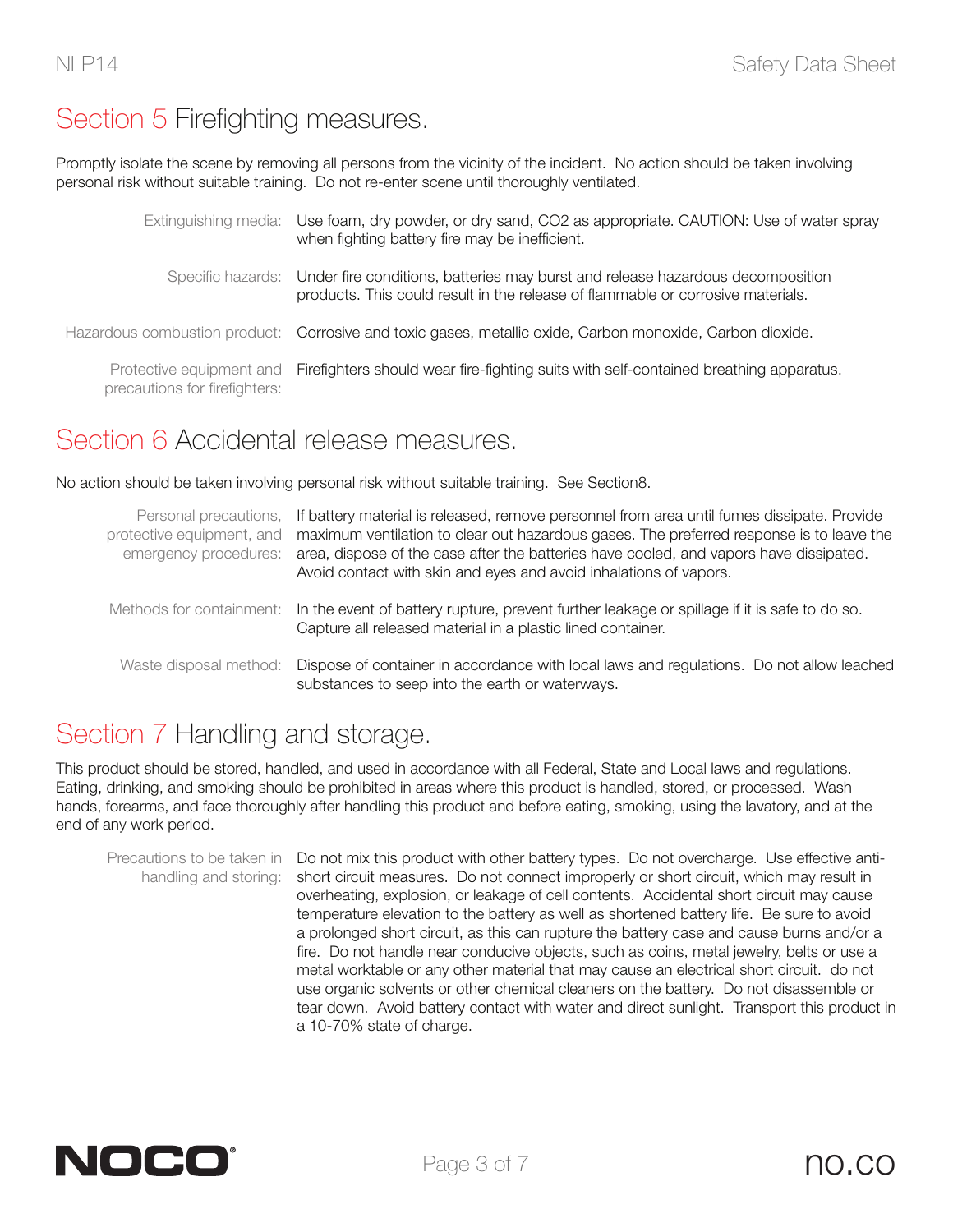## Section 5 Firefighting measures.

Promptly isolate the scene by removing all persons from the vicinity of the incident. No action should be taken involving personal risk without suitable training. Do not re-enter scene until thoroughly ventilated.

| | |
|---|---|
| Extinguishing media: | Use foam, dry powder, or dry sand, $CO_2$ as appropriate. CAUTION: Use of water spray when fighting battery fire may be inefficient. |
| Specific hazards: | Under fire conditions, batteries may burst and release hazardous decomposition products. This could result in the release of flammable or corrosive materials. |
| Hazardous combustion product: | Corrosive and toxic gases, metallic oxide, Carbon monoxide, Carbon dioxide. |
| Protective equipment and precautions for firefighters: | Firefighters should wear fire-fighting suits with self-contained breathing apparatus. |

## Section 6 Accidental release measures.

No action should be taken involving personal risk without suitable training. See Section8.

| | |
|---|---|
| Personal precautions, protective equipment, and emergency procedures: | If battery material is released, remove personnel from area until fumes dissipate. Provide maximum ventilation to clear out hazardous gases. The preferred response is to leave the area, dispose of the case after the batteries have cooled, and vapors have dissipated. Avoid contact with skin and eyes and avoid inhalations of vapors. |
| Methods for containment: | In the event of battery rupture, prevent further leakage or spillage if it is safe to do so. Capture all released material in a plastic lined container. |
| Waste disposal method: | Dispose of container in accordance with local laws and regulations. Do not allow leached substances to seep into the earth or waterways. |

## Section 7 Handling and storage.

This product should be stored, handled, and used in accordance with all Federal, State and Local laws and regulations. Eating, drinking, and smoking should be prohibited in areas where this product is handled, stored, or processed. Wash hands, forearms, and face thoroughly after handling this product and before eating, smoking, using the lavatory, and at the end of any work period.

| | |
|---|---|
| Precautions to be taken in handling and storing: | Do not mix this product with other battery types. Do not overcharge. Use effective anti-short circuit measures. Do not connect improperly or short circuit, which may result in overheating, explosion, or leakage of cell contents. Accidental short circuit may cause temperature elevation to the battery as well as shortened battery life. Be sure to avoid a prolonged short circuit, as this can rupture the battery case and cause burns and/or a fire. Do not handle near conducive objects, such as coins, metal jewelry, belts or use a metal worktable or any other material that may cause an electrical short circuit. do not use organic solvents or other chemical cleaners on the battery. Do not disassemble or tear down. Avoid battery contact with water and direct sunlight. Transport this product in a 10-70% state of charge. |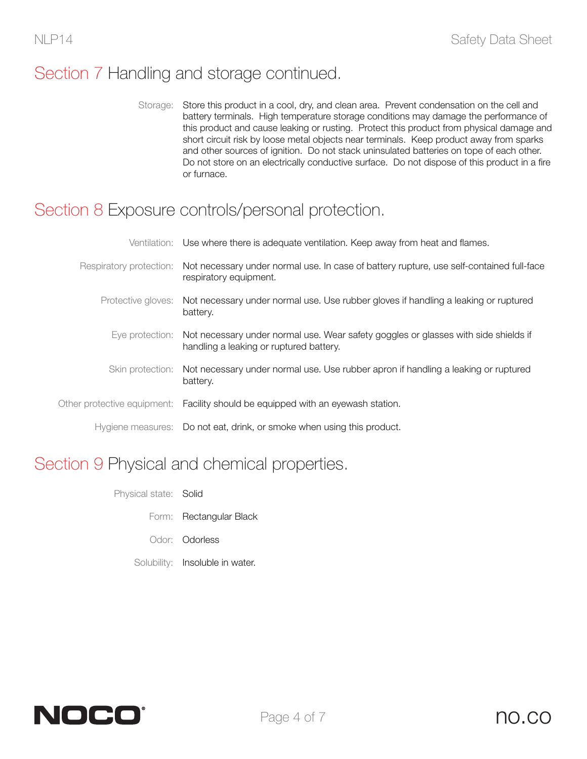## Section 7 Handling and storage continued.

Storage: Store this product in a cool, dry, and clean area. Prevent condensation on the cell and battery terminals. High temperature storage conditions may damage the performance of this product and cause leaking or rusting. Protect this product from physical damage and short circuit risk by loose metal objects near terminals. Keep product away from sparks and other sources of ignition. Do not stack uninsulated batteries on tope of each other. Do not store on an electrically conductive surface. Do not dispose of this product in a fire or furnace.

## Section 8 Exposure controls/personal protection.

Ventilation: Use where there is adequate ventilation. Keep away from heat and flames.

Respiratory protection: Not necessary under normal use. In case of battery rupture, use self-contained full-face respiratory equipment.

Protective gloves: Not necessary under normal use. Use rubber gloves if handling a leaking or ruptured battery.

Eye protection: Not necessary under normal use. Wear safety goggles or glasses with side shields if handling a leaking or ruptured battery.

Skin protection: Not necessary under normal use. Use rubber apron if handling a leaking or ruptured battery.

Other protective equipment: Facility should be equipped with an eyewash station.

Hygiene measures: Do not eat, drink, or smoke when using this product.

## Section 9 Physical and chemical properties.

Physical state: Solid

Form: Rectangular Black

Odor: Odorless

Solubility: Insoluble in water.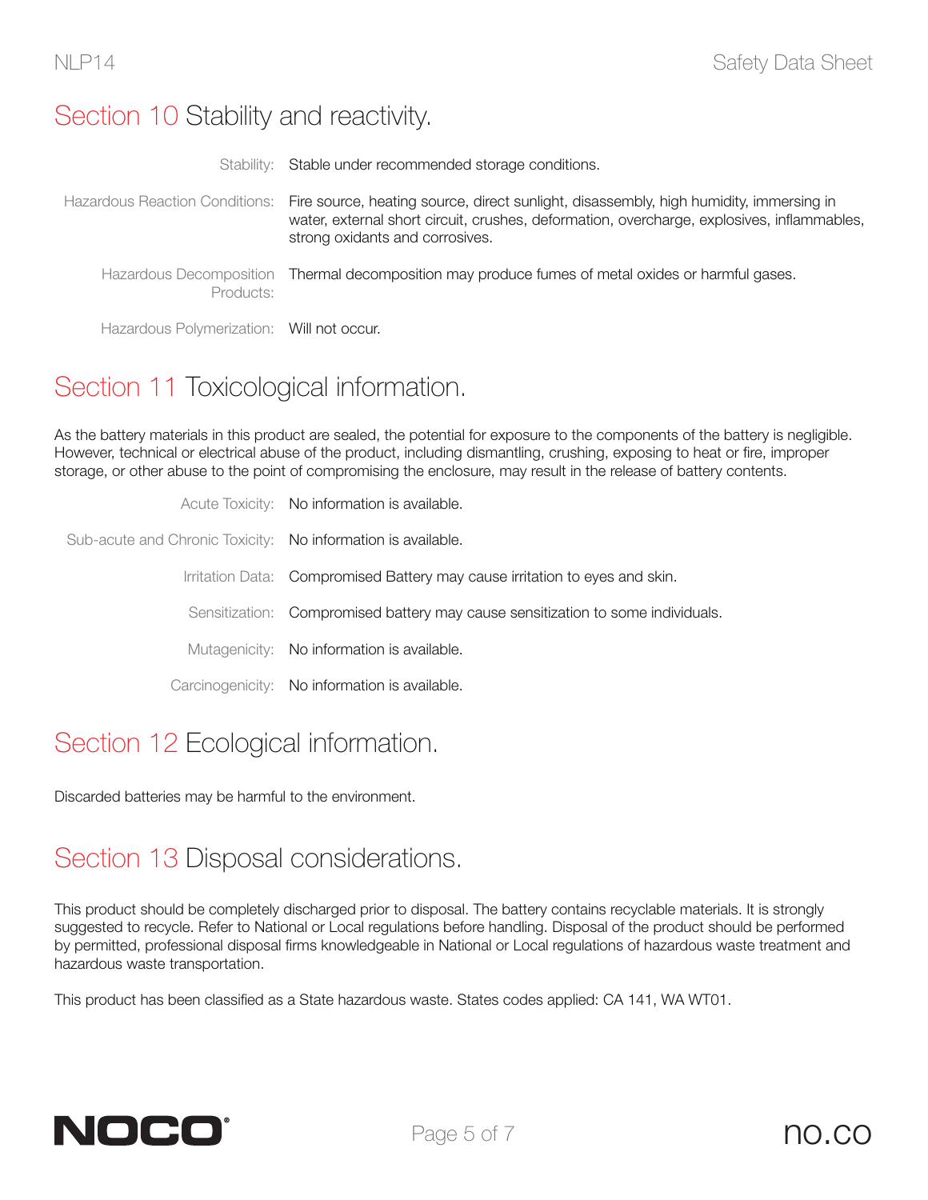## Section 10 Stability and reactivity.

| | |
|---|---|
| Stability: | Stable under recommended storage conditions. |
| Hazardous Reaction Conditions: | Fire source, heating source, direct sunlight, disassembly, high humidity, immersing in water, external short circuit, crushes, deformation, overcharge, explosives, inflammables, strong oxidants and corrosives. |
| Hazardous Decomposition Products: | Thermal decomposition may produce fumes of metal oxides or harmful gases. |
| Hazardous Polymerization: | Will not occur. |

## Section 11 Toxicological information.

As the battery materials in this product are sealed, the potential for exposure to the components of the battery is negligible. However, technical or electrical abuse of the product, including dismantling, crushing, exposing to heat or fire, improper storage, or other abuse to the point of compromising the enclosure, may result in the release of battery contents.

| | |
|---|---|
| Acute Toxicity: | No information is available. |
| Sub-acute and Chronic Toxicity: | No information is available. |
| Irritation Data: | Compromised Battery may cause irritation to eyes and skin. |
| Sensitization: | Compromised battery may cause sensitization to some individuals. |
| Mutagenicity: | No information is available. |
| Carcinogenicity: | No information is available. |

## Section 12 Ecological information.

Discarded batteries may be harmful to the environment.

## Section 13 Disposal considerations.

This product should be completely discharged prior to disposal. The battery contains recyclable materials. It is strongly suggested to recycle. Refer to National or Local regulations before handling. Disposal of the product should be performed by permitted, professional disposal firms knowledgeable in National or Local regulations of hazardous waste treatment and hazardous waste transportation.

This product has been classified as a State hazardous waste. States codes applied: CA 141, WA WT01.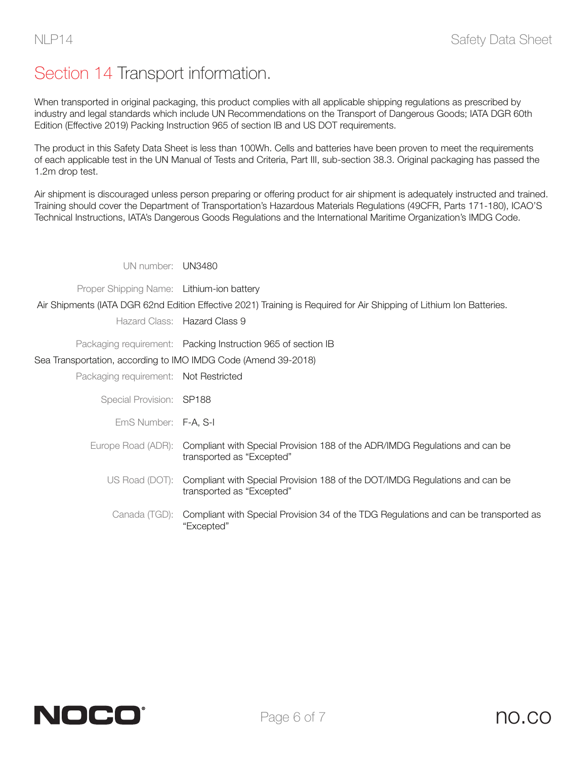# Section 14 Transport information.

When transported in original packaging, this product complies with all applicable shipping regulations as prescribed by industry and legal standards which include UN Recommendations on the Transport of Dangerous Goods; IATA DGR 60th Edition (Effective 2019) Packing Instruction 965 of section IB and US DOT requirements.

The product in this Safety Data Sheet is less than 100Wh. Cells and batteries have been proven to meet the requirements of each applicable test in the UN Manual of Tests and Criteria, Part III, sub-section 38.3. Original packaging has passed the 1.2m drop test.

Air shipment is discouraged unless person preparing or offering product for air shipment is adequately instructed and trained. Training should cover the Department of Transportation's Hazardous Materials Regulations (49CFR, Parts 171-180), ICAO'S Technical Instructions, IATA's Dangerous Goods Regulations and the International Maritime Organization's IMDG Code.

UN number: UN3480

Proper Shipping Name: Lithium-ion battery

Air Shipments (IATA DGR 62nd Edition Effective 2021) Training is Required for Air Shipping of Lithium Ion Batteries.

Hazard Class: Hazard Class 9

Packaging requirement: Packing Instruction 965 of section IB

Sea Transportation, according to IMO IMDG Code (Amend 39-2018)

Packaging requirement: Not Restricted

Special Provision: SP188

EmS Number: F-A, S-I

Europe Road (ADR): Compliant with Special Provision 188 of the ADR/IMDG Regulations and can be transported as "Excepted"

US Road (DOT): Compliant with Special Provision 188 of the DOT/IMDG Regulations and can be transported as "Excepted"

Canada (TGD): Compliant with Special Provision 34 of the TDG Regulations and can be transported as "Excepted"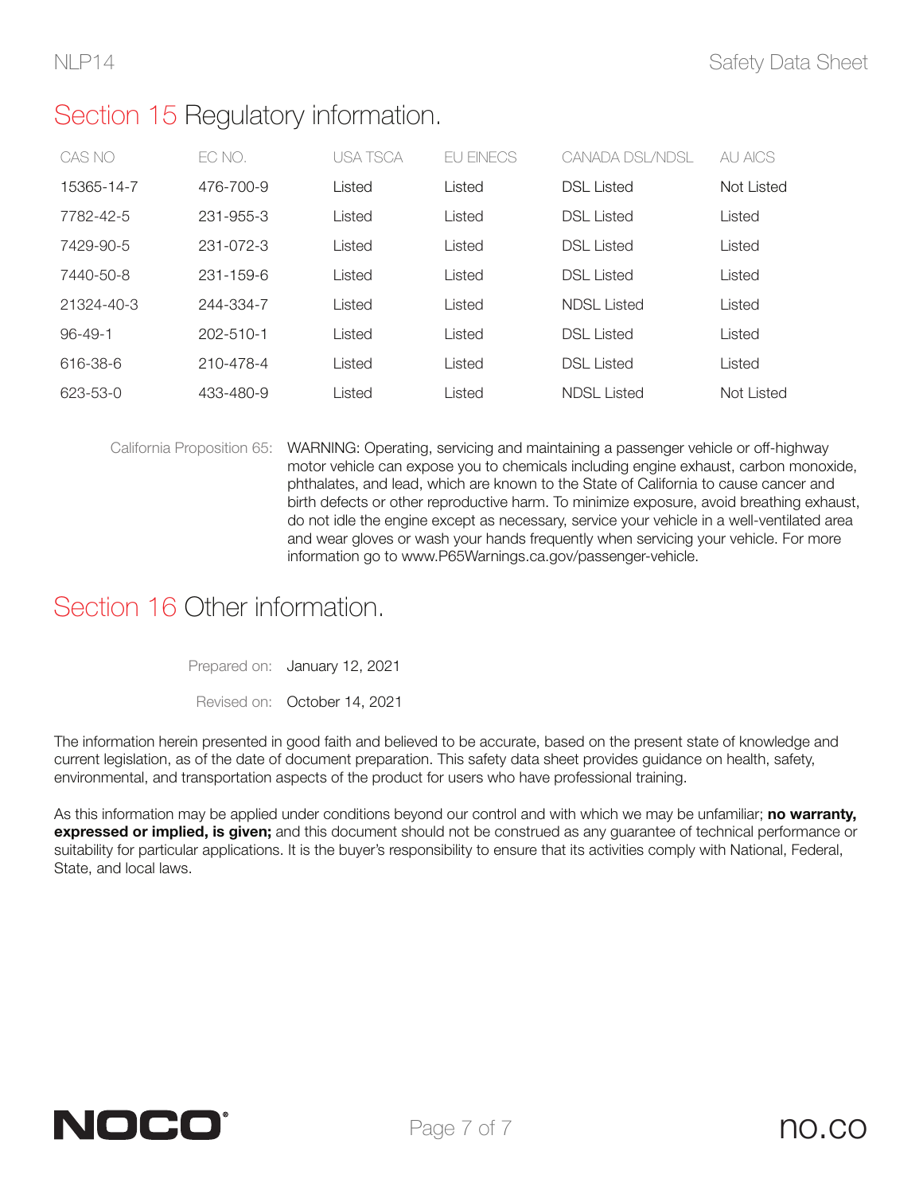## Section 15 Regulatory information.

| CAS NO | EC NO. | USA TSCA | EU EINECS | CANADA DSL/NDSL | AU AICS |
|---|---|---|---|---|---|
| 15365-14-7 | 476-700-9 | Listed | Listed | DSL Listed | Not Listed |
| 7782-42-5 | 231-955-3 | Listed | Listed | DSL Listed | Listed |
| 7429-90-5 | 231-072-3 | Listed | Listed | DSL Listed | Listed |
| 7440-50-8 | 231-159-6 | Listed | Listed | DSL Listed | Listed |
| 21324-40-3 | 244-334-7 | Listed | Listed | NDSL Listed | Listed |
| 96-49-1 | 202-510-1 | Listed | Listed | DSL Listed | Listed |
| 616-38-6 | 210-478-4 | Listed | Listed | DSL Listed | Listed |
| 623-53-0 | 433-480-9 | Listed | Listed | NDSL Listed | Not Listed |

California Proposition 65: WARNING: Operating, servicing and maintaining a passenger vehicle or off-highway motor vehicle can expose you to chemicals including engine exhaust, carbon monoxide, phthalates, and lead, which are known to the State of California to cause cancer and birth defects or other reproductive harm. To minimize exposure, avoid breathing exhaust, do not idle the engine except as necessary, service your vehicle in a well-ventilated area and wear gloves or wash your hands frequently when servicing your vehicle. For more information go to www.P65Warnings.ca.gov/passenger-vehicle.

## Section 16 Other information.

Prepared on: January 12, 2021

Revised on: October 14, 2021

The information herein presented in good faith and believed to be accurate, based on the present state of knowledge and current legislation, as of the date of document preparation. This safety data sheet provides guidance on health, safety, environmental, and transportation aspects of the product for users who have professional training.

As this information may be applied under conditions beyond our control and with which we may be unfamiliar; **no warranty, expressed or implied, is given;** and this document should not be construed as any guarantee of technical performance or suitability for particular applications. It is the buyer's responsibility to ensure that its activities comply with National, Federal, State, and local laws.